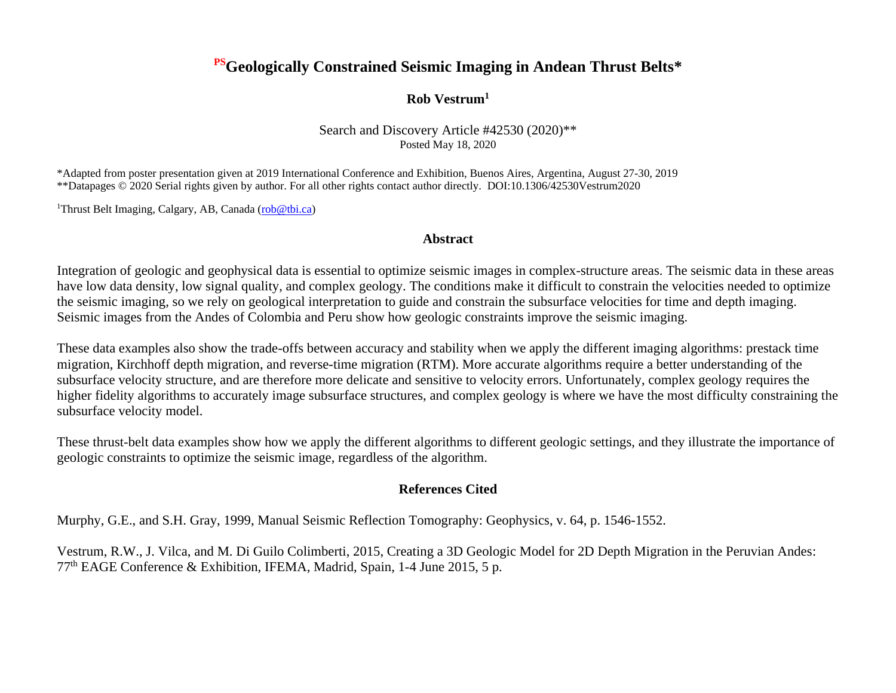# [PS]Geologically Constrained Seismic Imaging in Andean Thrust Belts*

**Rob Vestrum[1]**

Search and Discovery Article #42530 (2020)**
Posted May 18, 2020

*Adapted from poster presentation given at 2019 International Conference and Exhibition, Buenos Aires, Argentina, August 27-30, 2019
**Datapages © 2020 Serial rights given by author. For all other rights contact author directly. DOI:10.1306/42530Vestrum2020

[1]Thrust Belt Imaging, Calgary, AB, Canada (rob@tbi.ca)

## Abstract

Integration of geologic and geophysical data is essential to optimize seismic images in complex-structure areas. The seismic data in these areas have low data density, low signal quality, and complex geology. The conditions make it difficult to constrain the velocities needed to optimize the seismic imaging, so we rely on geological interpretation to guide and constrain the subsurface velocities for time and depth imaging. Seismic images from the Andes of Colombia and Peru show how geologic constraints improve the seismic imaging.

These data examples also show the trade-offs between accuracy and stability when we apply the different imaging algorithms: prestack time migration, Kirchhoff depth migration, and reverse-time migration (RTM). More accurate algorithms require a better understanding of the subsurface velocity structure, and are therefore more delicate and sensitive to velocity errors. Unfortunately, complex geology requires the higher fidelity algorithms to accurately image subsurface structures, and complex geology is where we have the most difficulty constraining the subsurface velocity model.

These thrust-belt data examples show how we apply the different algorithms to different geologic settings, and they illustrate the importance of geologic constraints to optimize the seismic image, regardless of the algorithm.

## References Cited

Murphy, G.E., and S.H. Gray, 1999, Manual Seismic Reflection Tomography: Geophysics, v. 64, p. 1546-1552.

Vestrum, R.W., J. Vilca, and M. Di Guilo Colimberti, 2015, Creating a 3D Geologic Model for 2D Depth Migration in the Peruvian Andes: 77th EAGE Conference & Exhibition, IFEMA, Madrid, Spain, 1-4 June 2015, 5 p.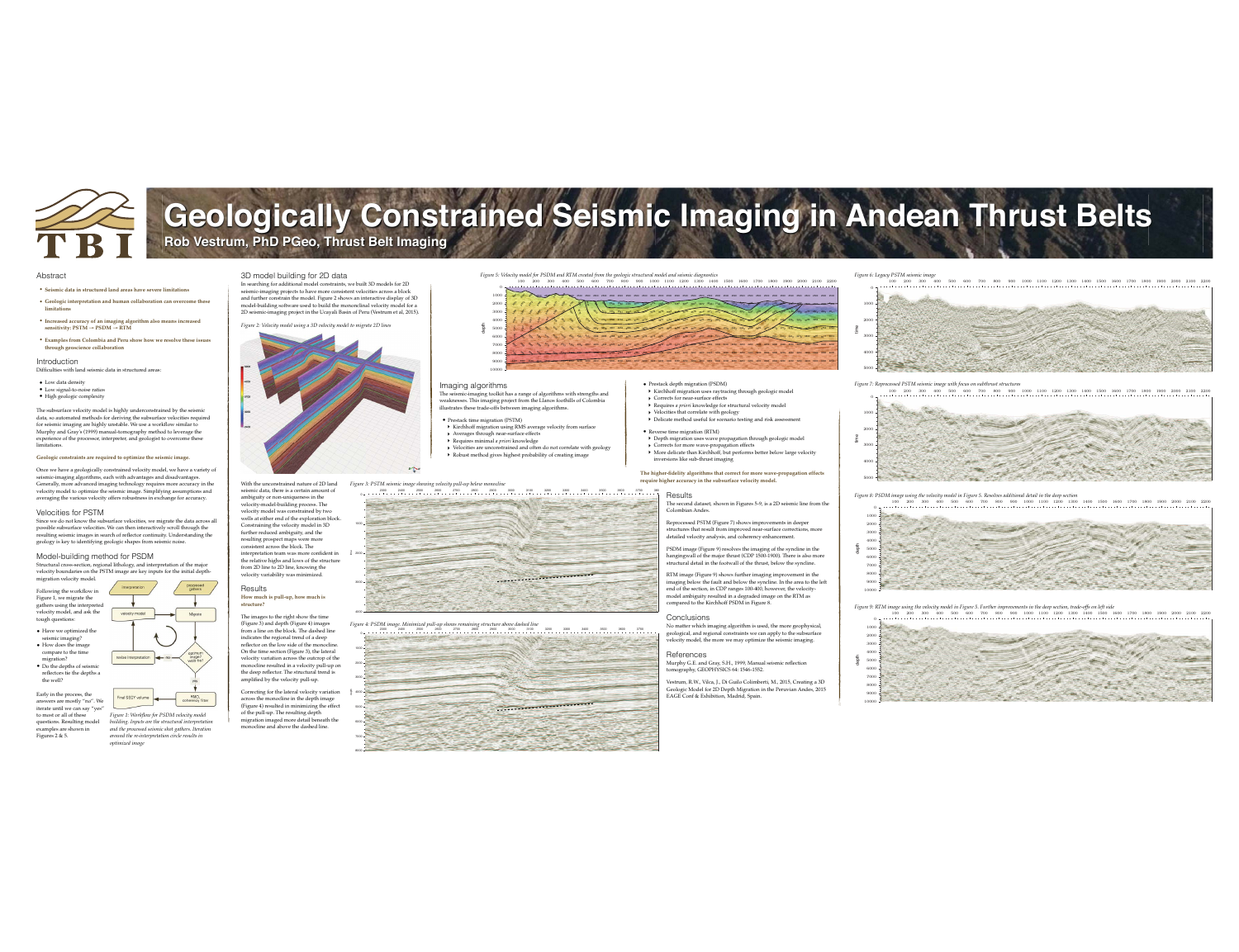# Geologically Constrained Seismic Imaging in Andean Thrust Belts

**Rob Vestrum, PhD PGeo, Thrust Belt Imaging**

TBI

## Abstract

- **Seismic data in structured land areas have severe limitations**
- **Geologic interpretation and human collaboration can overcome these limitations**
- **Increased accuracy of an imaging algorithm also means increased sensitivity: PSTM → PSDM → RTM**
- **Examples from Colombia and Peru show how we resolve these issues through geoscience collaboration**

## Introduction

Difficulties with land seismic data in structured areas:

- Low data density
- Low signal-to-noise ratios
- High geologic complexity

The subsurface velocity model is highly underconstrained by the seismic data, so automated methods for deriving the subsurface velocities required for seismic imaging are highly unstable. We use a workflow similar to Murphy and Gray's (1999) manual-tomography method to leverage the experience of the processor, interpreter, and geologist to overcome these limitations.

**Geologic constraints are required to optimize the seismic image.**

Once we have a geologically constrained velocity model, we have a variety of seismic-imaging algorithms, each with advantages and disadvantages. Generally, more advanced imaging technology requires more accuracy in the velocity model to optimize the seismic image. Simplifying assumptions and averaging the various velocity offers robustness in exchange for accuracy.

## Velocities for PSTM

Since we do not know the subsurface velocities, we migrate the data across all possible subsurface velocities. We can then interactively scroll through the resulting seismic images in search of reflector continuity. Understanding the geology is key to identifying geologic shapes from seismic noise.

## Model-building method for PSDM

Structural cross-section, regional lithology, and interpretation of the major velocity boundaries on the PSTM image are key inputs for the initial depth-migration velocity model.

Following the workflow in Figure 1, we migrate the gathers using the interpreted velocity model, and ask the tough questions:

- Have we optimized the seismic imaging?
- How does the image compare to the time migration?
- Do the depths of seismic reflectors tie the depths a the well?

Early in the process, the answers are mostly "no". We iterate until we can say "yes" to most or all of these questions. Resulting model examples are shown in Figures 2 & 5.

interpretation
processed gathers
velocity model
Migrate
revise interpretation
no
optimum image? wells tie?
yes
Final SEGY volume
RMO, coherency, fmax

*Figure 1: Workflow for PSDM velocity model building. Inputs are the structural interpretation and the processed seismic shot gathers. Iteration around the re-interpretation circle results in optimized image*

## 3D model building for 2D data

In searching for additional model constraints, we built 3D models for 2D seismic-imaging projects to have more consistent velocities across a block and further constrain the model. Figure 2 shows an interactive display of 3D model-building software used to build the monoclinal velocity model for a 2D seismic-imaging project in the Ucayali Basin of Peru (Vestrum et al, 2015).

*Figure 2: Velocity model using a 3D velocity model to migrate 2D lines*

With the unconstrained nature of 2D land seismic data, there is a certain amount of ambiguity or non-uniqueness in the velocity-model-building process. The velocity model was constrained by two wells at either end of the exploration block. Constraining the velocity model in 3D further reduced ambiguity, and the resulting prospect maps were more consistent across the block. The interpretation team was more confident in the relative highs and lows of the structure from 2D line to 2D line, knowing the velocity variability was minimized.

## Results

**How much is pull-up, how much is structure?**

The images to the right show the time (Figure 3) and depth (Figure 4) images from a line on the block. The dashed line indicates the regional trend of a deep reflector on the low side of the monocline. On the time section (Figure 3), the lateral velocity variation across the outcrop of the monocline resulted in a velocity pull-up on the deep reflector. The structural trend is amplified by the velocity pull-up.

Correcting for the lateral velocity variation across the monocline in the depth image (Figure 4) resulted in minimizing the effect of the pull-up. The resulting depth migration imaged more detail beneath the monocline and above the dashed line.

*Figure 3: PSTM seismic image showing velocity pull-up below monocline*

*Figure 4: PSDM image. Minimized pull-up shows remaining structure above dashed line*

*Figure 5: Velocity model for PSDM and RTM created from the geologic structural model and seismic diagnostics*

## Imaging algorithms

The seismic-imaging toolkit has a range of algorithms with strengths and weaknesses. This imaging project from the Llanos foothills of Colombia illustrates these trade-offs between imaging algorithms.

- Prestack time migration (PSTM)
  - Kirchhoff migration using RMS average velocity from surface
  - Averages through near-surface effects
  - Requires minimal *a priori* knowledge
  - Velocities are unconstrained and often do not correlate with geology
  - Robust method gives highest probability of creating image
- Prestack depth migration (PSDM)
  - Kirchhoff migration uses raytracing through geologic model
  - Corrects for near-surface effects
  - Requires *a priori* knowledge for structural velocity model
  - Velocities that correlate with geology
  - Delicate method useful for scenario testing and risk assessment
- Reverse time migration (RTM)
  - Depth migration uses wave propagation through geologic model
  - Corrects for more wave-propagation effects
  - More delicate than Kirchhoff, but performs better below large velocity inversions like sub-thrust imaging

**The higher-fidelity algorithms that correct for more wave-propagation effects require higher accuracy in the subsurface velocity model.**

## Results

The second dataset, shown in Figures 5-9, is a 2D seismic line from the Colombian Andes.

Reprocessed PSTM (Figure 7) shows improvements in deeper structures that result from improved near-surface corrections, more detailed velocity analysis, and coherency enhancement.

PSDM image (Figure 9) resolves the imaging of the syncline in the hangingwall of the major thrust (CDP 1500-1900). There is also more structural detail in the footwall of the thrust, below the syncline.

RTM image (Figure 9) shows further imaging improvement in the imaging below the fault and below the syncline. In the area to the left end of the section, in CDP ranges 100-400, however, the velocity-model ambiguity resulted in a degraded image on the RTM as compared to the Kirchhoff PSDM in Figure 8.

## Conclusions

No matter which imaging algorithm is used, the more geophysical, geological, and regional constraints we can apply to the subsurface velocity model, the more we may optimize the seismic imaging.

## References

Murphy G.E. and Gray, S.H., 1999, Manual seismic reflection tomography, GEOPHYSICS 64: 1546-1552.

Vestrum, R.W., Vilca, J., Di Giulio Colimberti, M., 2015, Creating a 3D Geologic Model for 2D Depth Migration in the Peruvian Andes, 2015 EAGE Conf & Exhibition, Madrid, Spain.

*Figure 6: Legacy PSTM seismic image*

*Figure 7: Reprocessed PSTM seismic image with focus on subthrust structures*

*Figure 8: PSDM image using the velocity model in Figure 5. Resolves additional detail in the deep section*

*Figure 9: RTM image using the velocity model in Figure 5. Further improvements in the deep section, trade-offs on left side*